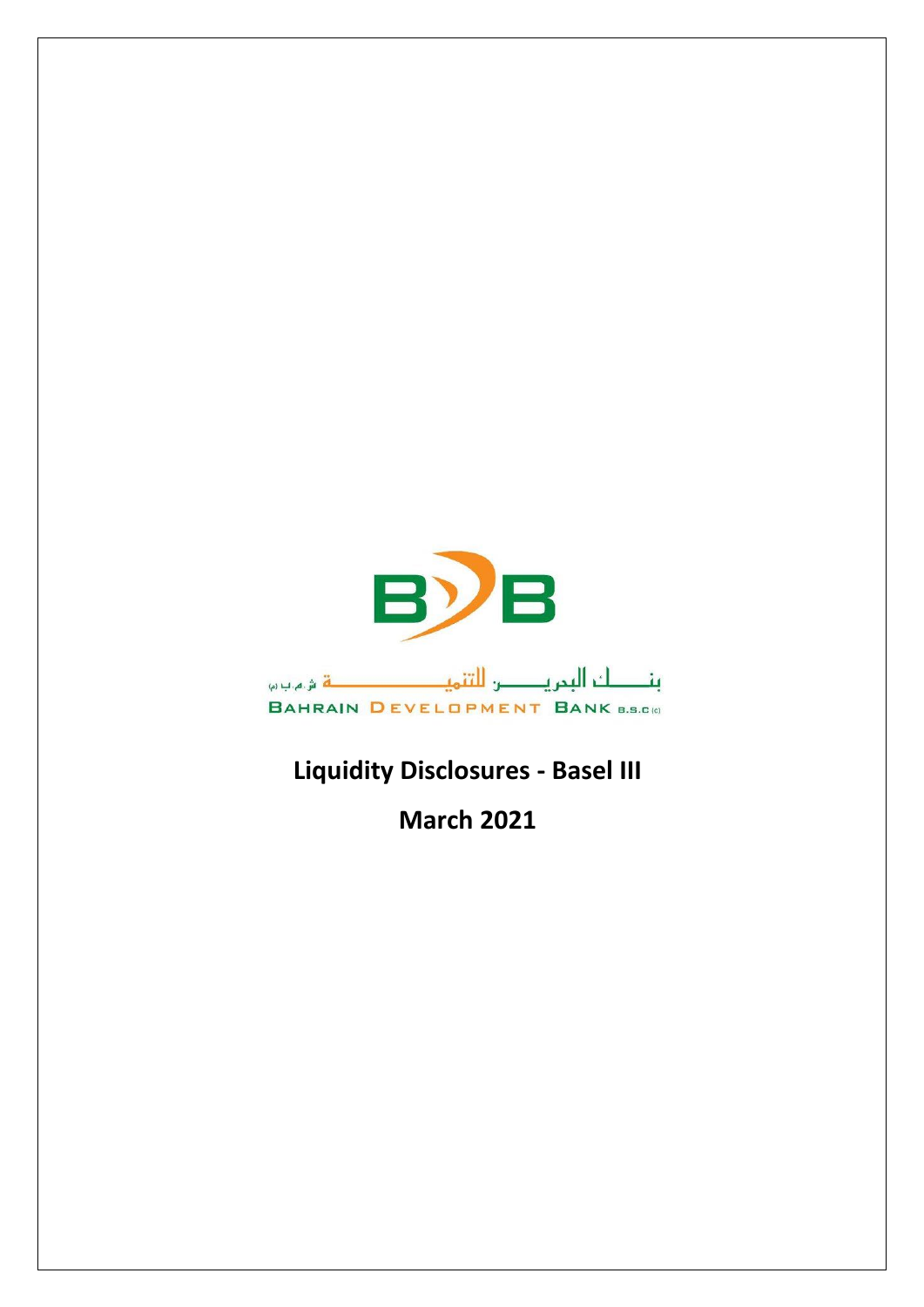بنـــــك البحريـــــن للتنميـــــــــــــة ش.م.ب (م)

BAHRAIN DEVELOPMENT BANK B.S.C (c)

# Liquidity Disclosures - Basel III

## March 2021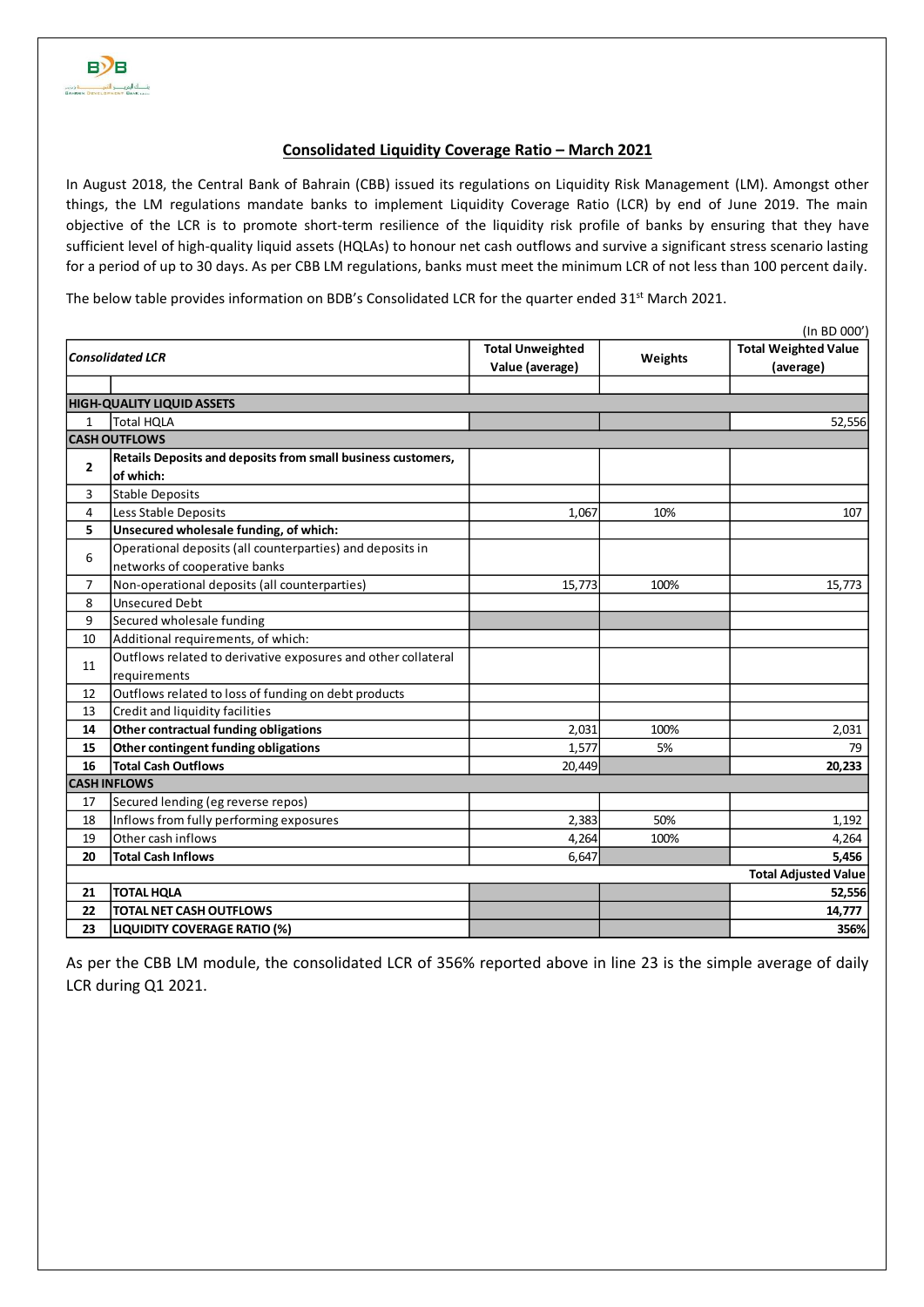## Consolidated Liquidity Coverage Ratio – March 2021

In August 2018, the Central Bank of Bahrain (CBB) issued its regulations on Liquidity Risk Management (LM). Amongst other things, the LM regulations mandate banks to implement Liquidity Coverage Ratio (LCR) by end of June 2019. The main objective of the LCR is to promote short-term resilience of the liquidity risk profile of banks by ensuring that they have sufficient level of high-quality liquid assets (HQLAs) to honour net cash outflows and survive a significant stress scenario lasting for a period of up to 30 days. As per CBB LM regulations, banks must meet the minimum LCR of not less than 100 percent daily.

The below table provides information on BDB's Consolidated LCR for the quarter ended 31st March 2021.

(In BD 000')

| *Consolidated LCR* | | Total Unweighted Value (average) | Weights | Total Weighted Value (average) |
|---|---|---|---|---|
| | | | | |
| **HIGH-QUALITY LIQUID ASSETS** | | | | |
| 1 | Total HQLA | | | 52,556 |
| **CASH OUTFLOWS** | | | | |
| **2** | **Retails Deposits and deposits from small business customers, of which:** | | | |
| 3 | Stable Deposits | | | |
| 4 | Less Stable Deposits | 1,067 | 10% | 107 |
| **5** | **Unsecured wholesale funding, of which:** | | | |
| 6 | Operational deposits (all counterparties) and deposits in networks of cooperative banks | | | |
| 7 | Non-operational deposits (all counterparties) | 15,773 | 100% | 15,773 |
| 8 | Unsecured Debt | | | |
| 9 | Secured wholesale funding | | | |
| 10 | Additional requirements, of which: | | | |
| 11 | Outflows related to derivative exposures and other collateral requirements | | | |
| 12 | Outflows related to loss of funding on debt products | | | |
| 13 | Credit and liquidity facilities | | | |
| **14** | **Other contractual funding obligations** | 2,031 | 100% | 2,031 |
| **15** | **Other contingent funding obligations** | 1,577 | 5% | 79 |
| **16** | **Total Cash Outflows** | 20,449 | | **20,233** |
| **CASH INFLOWS** | | | | |
| 17 | Secured lending (eg reverse repos) | | | |
| 18 | Inflows from fully performing exposures | 2,383 | 50% | 1,192 |
| 19 | Other cash inflows | 4,264 | 100% | 4,264 |
| **20** | **Total Cash Inflows** | 6,647 | | **5,456** |
| | | | | **Total Adjusted Value** |
| **21** | **TOTAL HQLA** | | | **52,556** |
| **22** | **TOTAL NET CASH OUTFLOWS** | | | **14,777** |
| **23** | **LIQUIDITY COVERAGE RATIO (%)** | | | **356%** |

As per the CBB LM module, the consolidated LCR of 356% reported above in line 23 is the simple average of daily LCR during Q1 2021.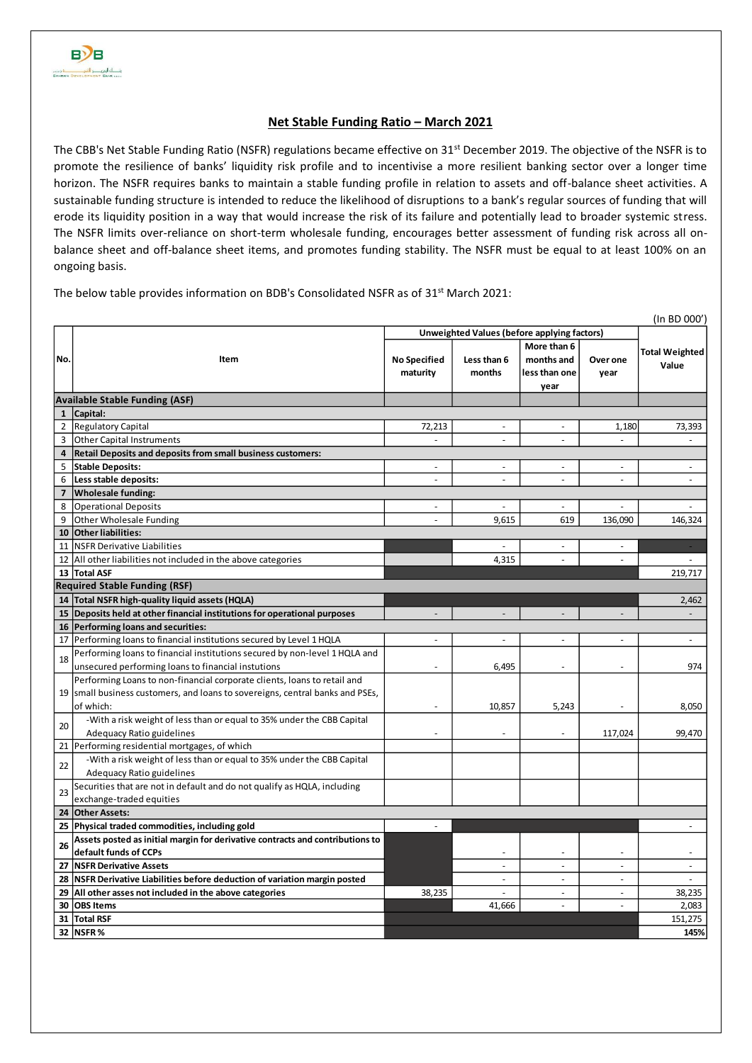## Net Stable Funding Ratio – March 2021

The CBB's Net Stable Funding Ratio (NSFR) regulations became effective on 31st December 2019. The objective of the NSFR is to promote the resilience of banks' liquidity risk profile and to incentivise a more resilient banking sector over a longer time horizon. The NSFR requires banks to maintain a stable funding profile in relation to assets and off-balance sheet activities. A sustainable funding structure is intended to reduce the likelihood of disruptions to a bank's regular sources of funding that will erode its liquidity position in a way that would increase the risk of its failure and potentially lead to broader systemic stress. The NSFR limits over-reliance on short-term wholesale funding, encourages better assessment of funding risk across all on-balance sheet and off-balance sheet items, and promotes funding stability. The NSFR must be equal to at least 100% on an ongoing basis.

The below table provides information on BDB's Consolidated NSFR as of 31st March 2021:

(In BD 000')

| No. | Item | Unweighted Values (before applying factors) | | | | Total Weighted Value |
|---|---|---|---|---|---|---|
| | | No Specified maturity | Less than 6 months | More than 6 months and less than one year | Over one year | |
| | **Available Stable Funding (ASF)** | | | | | |
| 1 | **Capital:** | | | | | |
| 2 | Regulatory Capital | 72,213 | - | - | 1,180 | 73,393 |
| 3 | Other Capital Instruments | - | - | - | - | - |
| 4 | **Retail Deposits and deposits from small business customers:** | | | | | |
| 5 | **Stable Deposits:** | - | - | - | - | - |
| 6 | **Less stable deposits:** | - | - | - | - | - |
| 7 | **Wholesale funding:** | | | | | |
| 8 | Operational Deposits | - | - | - | - | - |
| 9 | Other Wholesale Funding | - | 9,615 | 619 | 136,090 | 146,324 |
| 10 | **Other liabilities:** | | | | | |
| 11 | NSFR Derivative Liabilities | | - | - | - | - |
| 12 | All other liabilities not included in the above categories | | 4,315 | - | - | - |
| 13 | **Total ASF** | | | | | 219,717 |
| | **Required Stable Funding (RSF)** | | | | | |
| 14 | **Total NSFR high-quality liquid assets (HQLA)** | | | | | 2,462 |
| 15 | **Deposits held at other financial institutions for operational purposes** | - | - | - | - | - |
| 16 | **Performing loans and securities:** | | | | | |
| 17 | Performing loans to financial institutions secured by Level 1 HQLA | - | - | - | - | - |
| 18 | Performing loans to financial institutions secured by non-level 1 HQLA and unsecured performing loans to financial instutions | - | 6,495 | - | - | 974 |
| 19 | Performing Loans to non-financial corporate clients, loans to retail and small business customers, and loans to sovereigns, central banks and PSEs, of which: | - | 10,857 | 5,243 | - | 8,050 |
| 20 | -With a risk weight of less than or equal to 35% under the CBB Capital Adequacy Ratio guidelines | - | - | - | 117,024 | 99,470 |
| 21 | Performing residential mortgages, of which | | | | | |
| 22 | -With a risk weight of less than or equal to 35% under the CBB Capital Adequacy Ratio guidelines | | | | | |
| 23 | Securities that are not in default and do not qualify as HQLA, including exchange-traded equities | | | | | |
| 24 | **Other Assets:** | | | | | |
| 25 | **Physical traded commodities, including gold** | - | | | | - |
| 26 | **Assets posted as initial margin for derivative contracts and contributions to default funds of CCPs** | | - | - | - | - |
| 27 | **NSFR Derivative Assets** | | - | - | - | - |
| 28 | **NSFR Derivative Liabilities before deduction of variation margin posted** | | - | - | - | - |
| 29 | **All other asses not included in the above categories** | 38,235 | - | - | - | 38,235 |
| 30 | **OBS Items** | | 41,666 | - | - | 2,083 |
| 31 | **Total RSF** | | | | | 151,275 |
| 32 | **NSFR %** | | | | | **145%** |